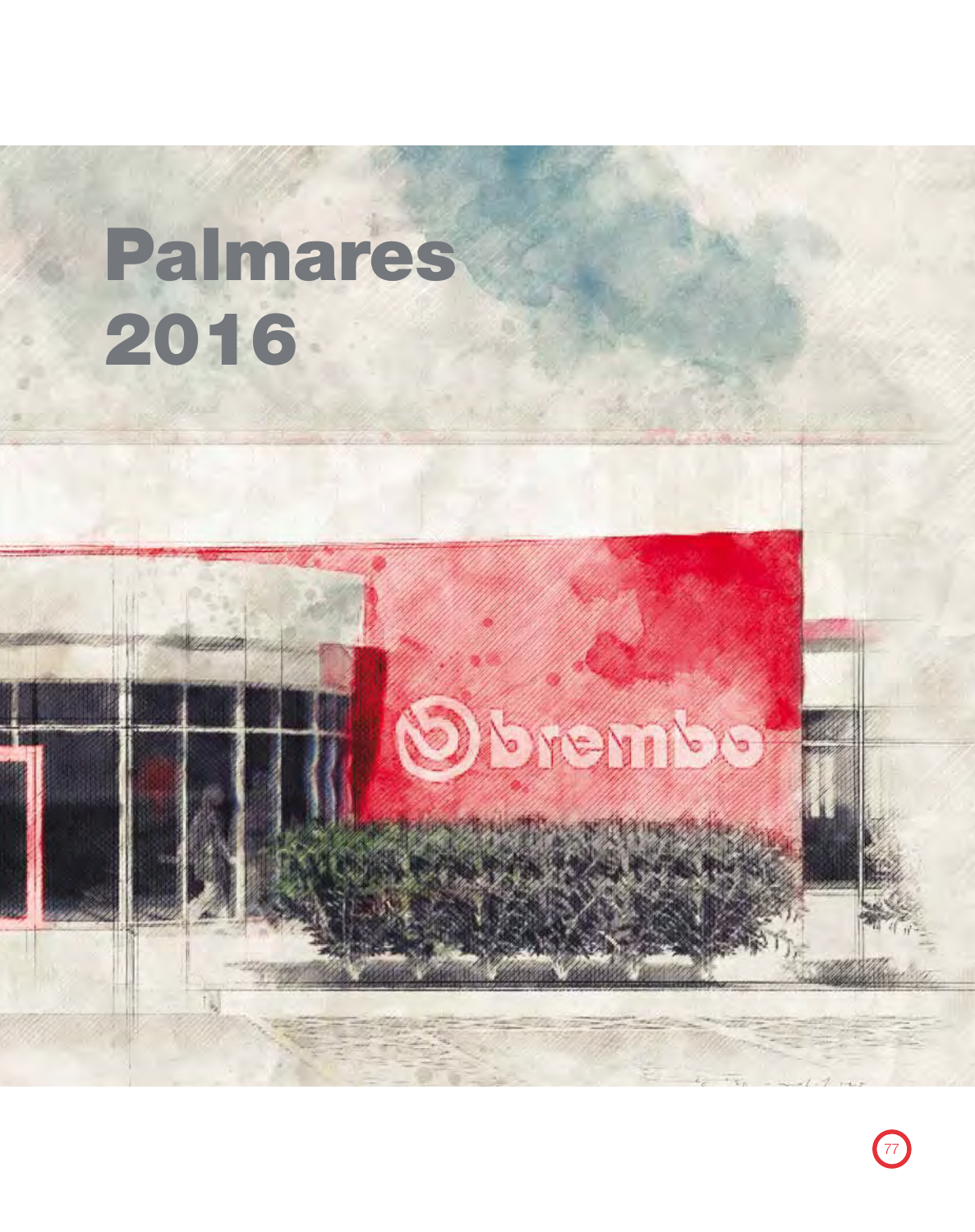# Palmares 2016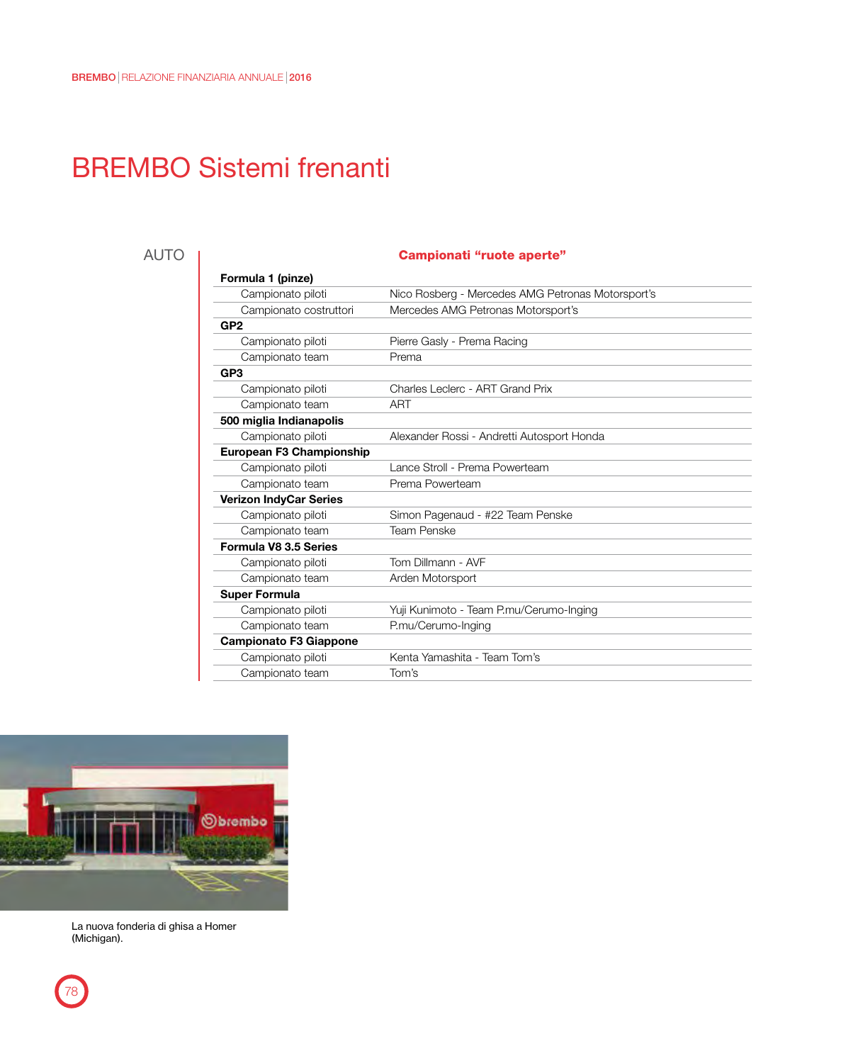# BREMBO Sistemi frenanti

AUTO

**Campionati "ruote aperte"**

| | |
|---|---|
| **Formula 1 (pinze)** | |
| Campionato piloti | Nico Rosberg - Mercedes AMG Petronas Motorsport's |
| Campionato costruttori | Mercedes AMG Petronas Motorsport's |
| **GP2** | |
| Campionato piloti | Pierre Gasly - Prema Racing |
| Campionato team | Prema |
| **GP3** | |
| Campionato piloti | Charles Leclerc - ART Grand Prix |
| Campionato team | ART |
| **500 miglia Indianapolis** | |
| Campionato piloti | Alexander Rossi - Andretti Autosport Honda |
| **European F3 Championship** | |
| Campionato piloti | Lance Stroll - Prema Powerteam |
| Campionato team | Prema Powerteam |
| **Verizon IndyCar Series** | |
| Campionato piloti | Simon Pagenaud - #22 Team Penske |
| Campionato team | Team Penske |
| **Formula V8 3.5 Series** | |
| Campionato piloti | Tom Dillmann - AVF |
| Campionato team | Arden Motorsport |
| **Super Formula** | |
| Campionato piloti | Yuji Kunimoto - Team P.mu/Cerumo-Inging |
| Campionato team | P.mu/Cerumo-Inging |
| **Campionato F3 Giappone** | |
| Campionato piloti | Kenta Yamashita - Team Tom's |
| Campionato team | Tom's |

La nuova fonderia di ghisa a Homer (Michigan).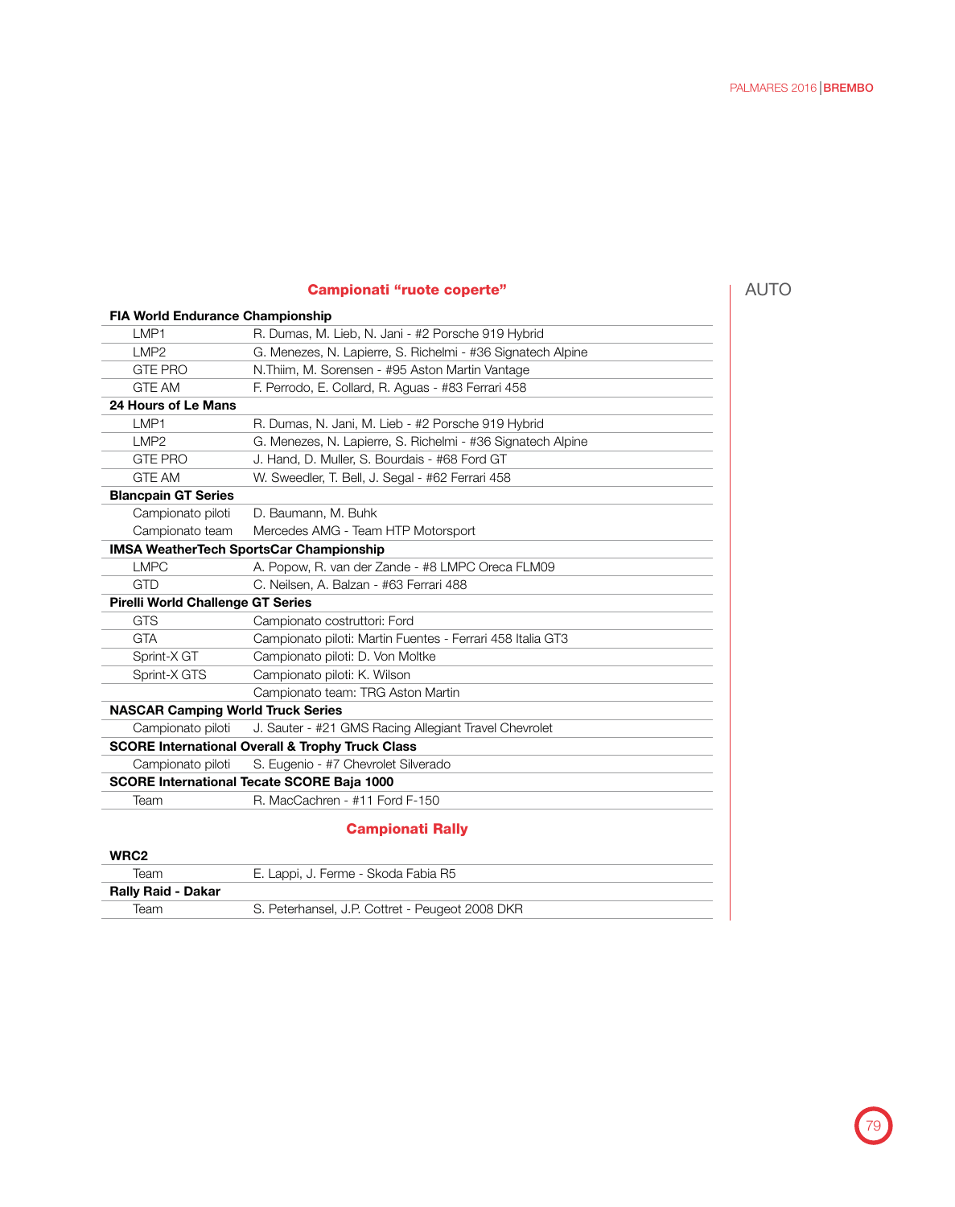AUTO

## Campionati "ruote coperte"

| | |
|---|---|
| **FIA World Endurance Championship** | |
| LMP1 | R. Dumas, M. Lieb, N. Jani - #2 Porsche 919 Hybrid |
| LMP2 | G. Menezes, N. Lapierre, S. Richelmi - #36 Signatech Alpine |
| GTE PRO | N.Thiim, M. Sorensen - #95 Aston Martin Vantage |
| GTE AM | F. Perrodo, E. Collard, R. Aguas - #83 Ferrari 458 |
| **24 Hours of Le Mans** | |
| LMP1 | R. Dumas, N. Jani, M. Lieb - #2 Porsche 919 Hybrid |
| LMP2 | G. Menezes, N. Lapierre, S. Richelmi - #36 Signatech Alpine |
| GTE PRO | J. Hand, D. Muller, S. Bourdais - #68 Ford GT |
| GTE AM | W. Sweedler, T. Bell, J. Segal - #62 Ferrari 458 |
| **Blancpain GT Series** | |
| Campionato piloti | D. Baumann, M. Buhk |
| Campionato team | Mercedes AMG - Team HTP Motorsport |
| **IMSA WeatherTech SportsCar Championship** | |
| LMPC | A. Popow, R. van der Zande - #8 LMPC Oreca FLM09 |
| GTD | C. Neilsen, A. Balzan - #63 Ferrari 488 |
| **Pirelli World Challenge GT Series** | |
| GTS | Campionato costruttori: Ford |
| GTA | Campionato piloti: Martin Fuentes - Ferrari 458 Italia GT3 |
| Sprint-X GT | Campionato piloti: D. Von Moltke |
| Sprint-X GTS | Campionato piloti: K. Wilson |
| | Campionato team: TRG Aston Martin |
| **NASCAR Camping World Truck Series** | |
| Campionato piloti | J. Sauter - #21 GMS Racing Allegiant Travel Chevrolet |
| **SCORE International Overall & Trophy Truck Class** | |
| Campionato piloti | S. Eugenio - #7 Chevrolet Silverado |
| **SCORE International Tecate SCORE Baja 1000** | |
| Team | R. MacCachren - #11 Ford F-150 |

## Campionati Rally

| | |
|---|---|
| **WRC2** | |
| Team | E. Lappi, J. Ferme - Skoda Fabia R5 |
| **Rally Raid - Dakar** | |
| Team | S. Peterhansel, J.P. Cottret - Peugeot 2008 DKR |